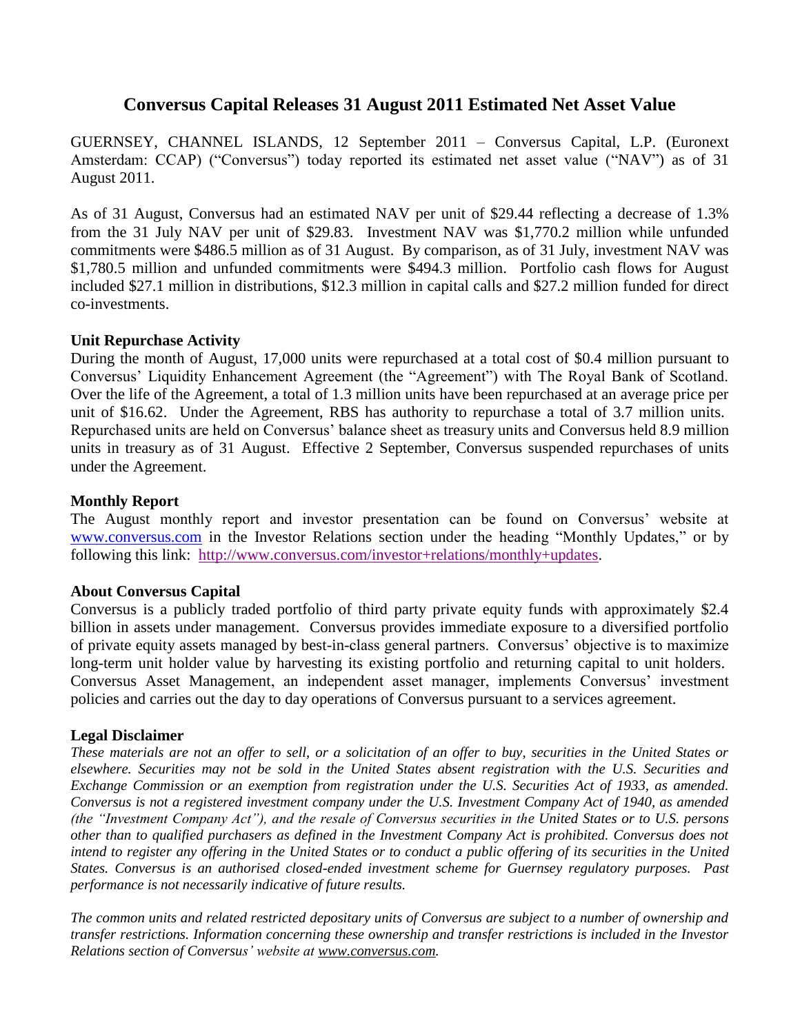# Conversus Capital Releases 31 August 2011 Estimated Net Asset Value

GUERNSEY, CHANNEL ISLANDS, 12 September 2011 – Conversus Capital, L.P. (Euronext Amsterdam: CCAP) ("Conversus") today reported its estimated net asset value ("NAV") as of 31 August 2011.

As of 31 August, Conversus had an estimated NAV per unit of $29.44 reflecting a decrease of 1.3% from the 31 July NAV per unit of $29.83. Investment NAV was $1,770.2 million while unfunded commitments were $486.5 million as of 31 August. By comparison, as of 31 July, investment NAV was $1,780.5 million and unfunded commitments were $494.3 million. Portfolio cash flows for August included $27.1 million in distributions, $12.3 million in capital calls and $27.2 million funded for direct co-investments.

**Unit Repurchase Activity**

During the month of August, 17,000 units were repurchased at a total cost of $0.4 million pursuant to Conversus' Liquidity Enhancement Agreement (the "Agreement") with The Royal Bank of Scotland. Over the life of the Agreement, a total of 1.3 million units have been repurchased at an average price per unit of $16.62. Under the Agreement, RBS has authority to repurchase a total of 3.7 million units. Repurchased units are held on Conversus' balance sheet as treasury units and Conversus held 8.9 million units in treasury as of 31 August. Effective 2 September, Conversus suspended repurchases of units under the Agreement.

**Monthly Report**

The August monthly report and investor presentation can be found on Conversus' website at www.conversus.com in the Investor Relations section under the heading "Monthly Updates," or by following this link: http://www.conversus.com/investor+relations/monthly+updates.

**About Conversus Capital**

Conversus is a publicly traded portfolio of third party private equity funds with approximately $2.4 billion in assets under management. Conversus provides immediate exposure to a diversified portfolio of private equity assets managed by best-in-class general partners. Conversus' objective is to maximize long-term unit holder value by harvesting its existing portfolio and returning capital to unit holders. Conversus Asset Management, an independent asset manager, implements Conversus' investment policies and carries out the day to day operations of Conversus pursuant to a services agreement.

**Legal Disclaimer**

*These materials are not an offer to sell, or a solicitation of an offer to buy, securities in the United States or elsewhere. Securities may not be sold in the United States absent registration with the U.S. Securities and Exchange Commission or an exemption from registration under the U.S. Securities Act of 1933, as amended. Conversus is not a registered investment company under the U.S. Investment Company Act of 1940, as amended (the "Investment Company Act"), and the resale of Conversus securities in the United States or to U.S. persons other than to qualified purchasers as defined in the Investment Company Act is prohibited. Conversus does not intend to register any offering in the United States or to conduct a public offering of its securities in the United States. Conversus is an authorised closed-ended investment scheme for Guernsey regulatory purposes. Past performance is not necessarily indicative of future results.*

*The common units and related restricted depositary units of Conversus are subject to a number of ownership and transfer restrictions. Information concerning these ownership and transfer restrictions is included in the Investor Relations section of Conversus' website at www.conversus.com.*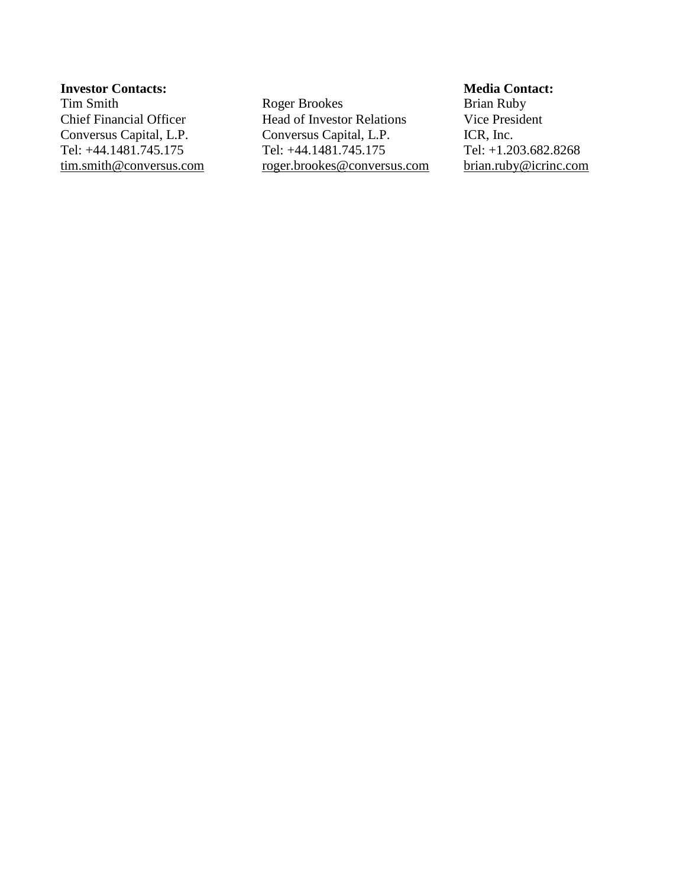**Investor Contacts:**

Tim Smith
Chief Financial Officer
Conversus Capital, L.P.
Tel: +44.1481.745.175
tim.smith@conversus.com

Roger Brookes
Head of Investor Relations
Conversus Capital, L.P.
Tel: +44.1481.745.175
roger.brookes@conversus.com

**Media Contact:**

Brian Ruby
Vice President
ICR, Inc.
Tel: +1.203.682.8268
brian.ruby@icrinc.com